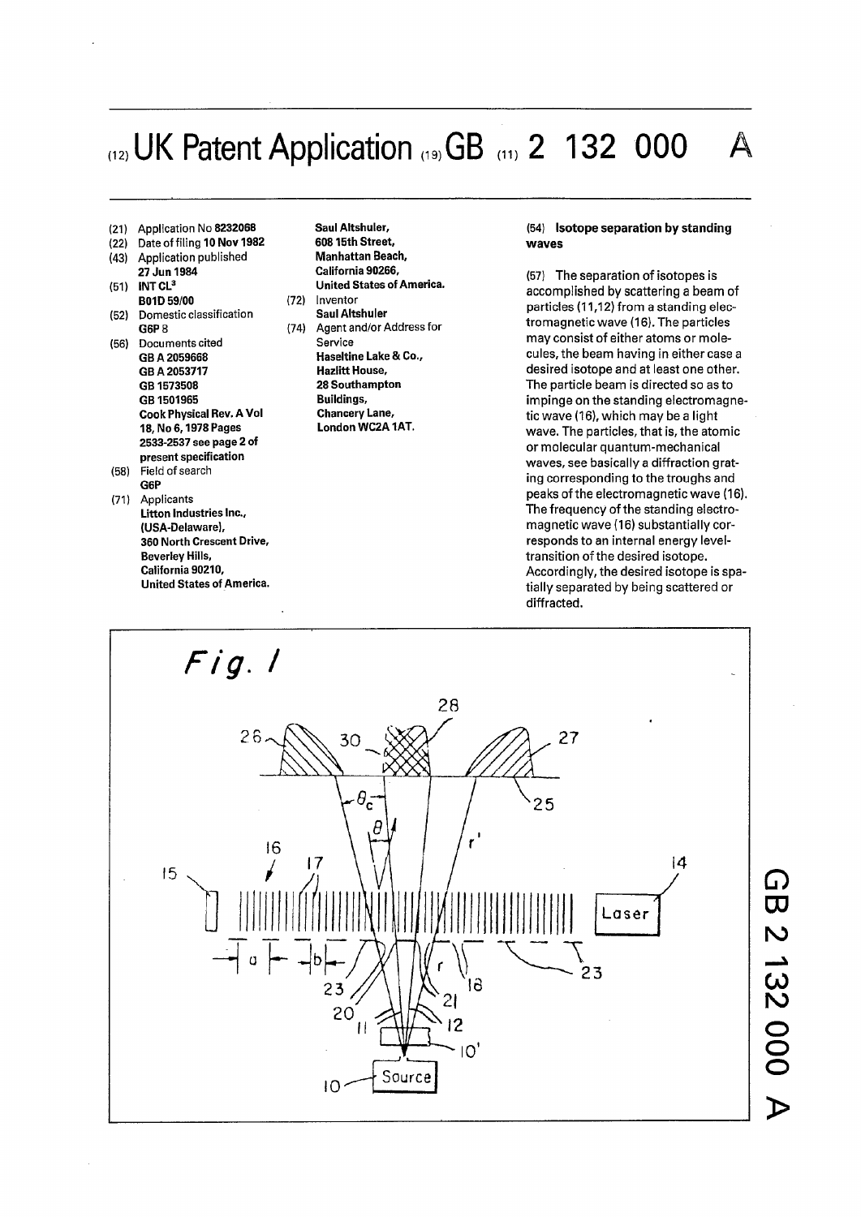# (12) UK Patent Application (19) GB (11) 2 132 000 A

(21) Application No **8232068**

(22) Date of filing **10 Nov 1982**

(43) Application published **27 Jun 1984**

(51) INT CL[3] **B01D 59/00**

(52) Domestic classification **G6P 8**

(56) Documents cited
**GB A 2059668**
**GB A 2053717**
**GB 1573508**
**GB 1501965**
**Cook Physical Rev. A Vol 18, No 6, 1978 Pages 2533-2537 see page 2 of present specification**

(58) Field of search **G6P**

(71) Applicants
**Litton Industries Inc., (USA-Delaware), 360 North Crescent Drive, Beverley Hills, California 90210, United States of America.**
**Saul Altshuler, 608 15th Street, Manhattan Beach, California 90266, United States of America.**

(72) Inventor
**Saul Altshuler**

(74) Agent and/or Address for Service
**Haseltine Lake & Co., Hazlitt House, 28 Southampton Buildings, Chancery Lane, London WC2A 1AT.**

(54) **Isotope separation by standing waves**

(57) The separation of isotopes is accomplished by scattering a beam of particles (11,12) from a standing electromagnetic wave (16). The particles may consist of either atoms or molecules, the beam having in either case a desired isotope and at least one other. The particle beam is directed so as to impinge on the standing electromagnetic wave (16), which may be a light wave. The particles, that is, the atomic or molecular quantum-mechanical waves, see basically a diffraction grating corresponding to the troughs and peaks of the electromagnetic wave (16). The frequency of the standing electromagnetic wave (16) substantially corresponds to an internal energy level-transition of the desired isotope. Accordingly, the desired isotope is spatially separated by being scattered or diffracted.

*Fig. 1*

GB 2 132 000 A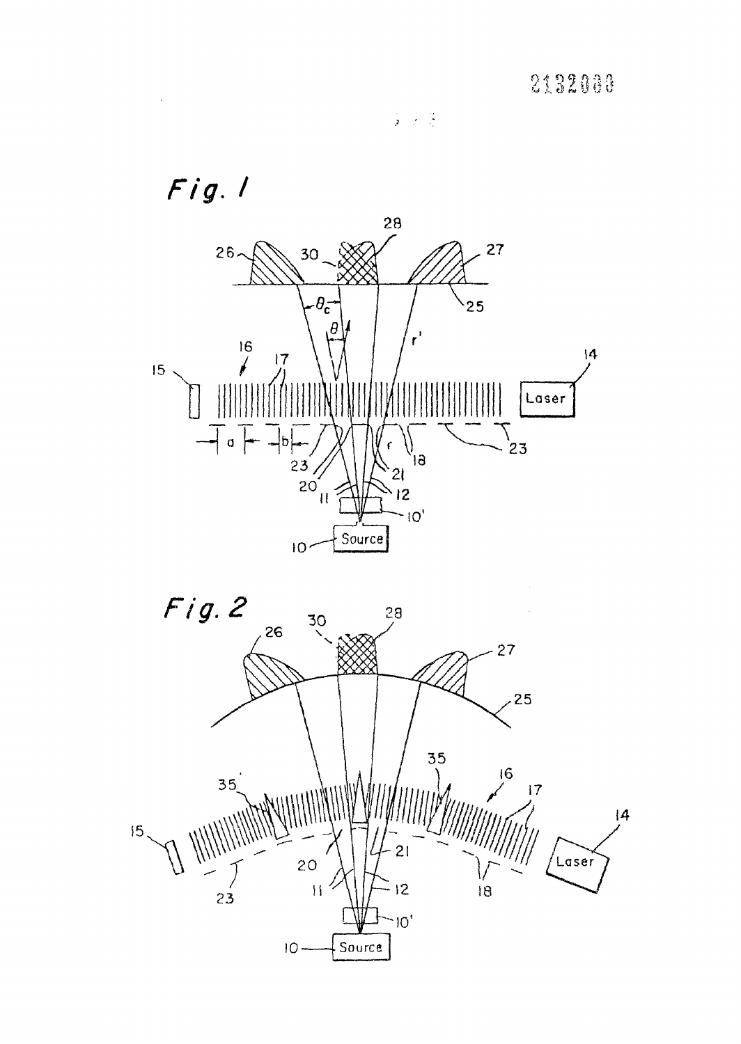Fig. 1

Fig. 2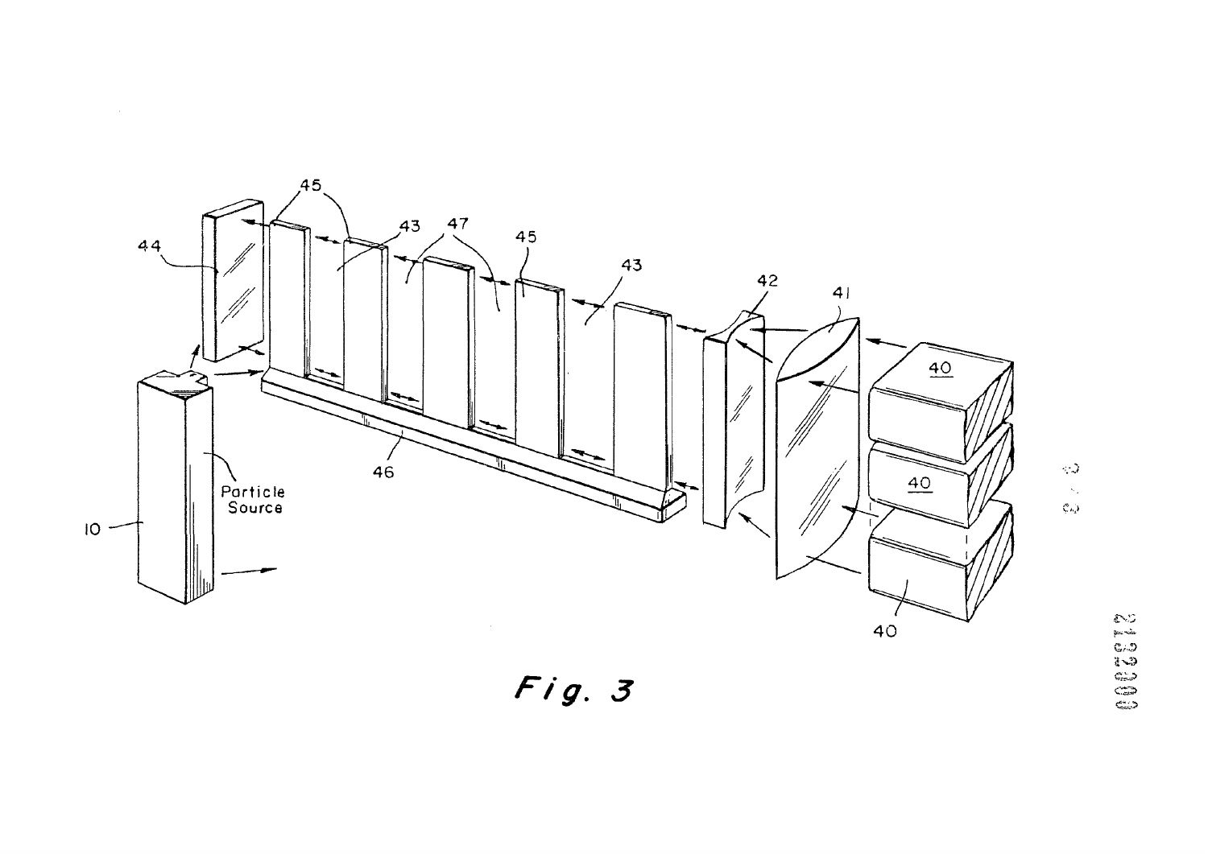*Fig. 3*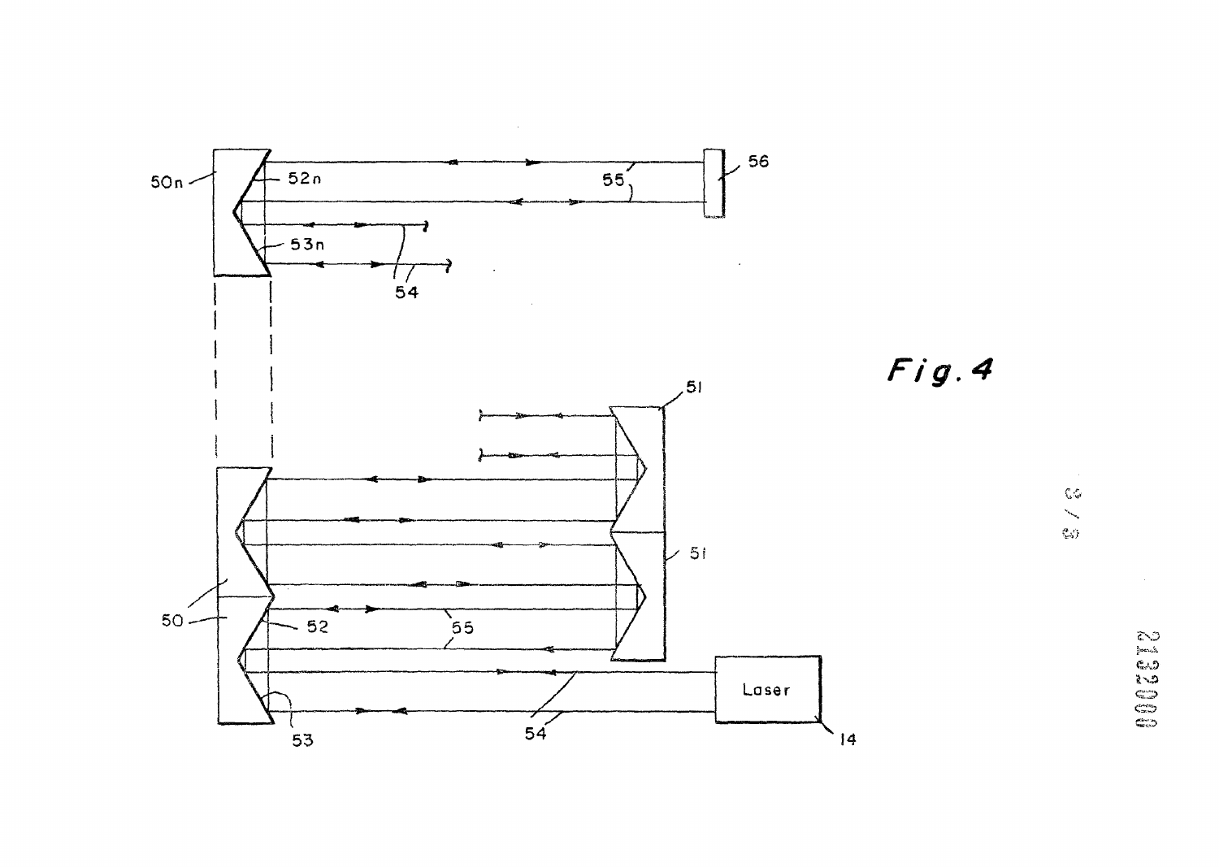Fig.4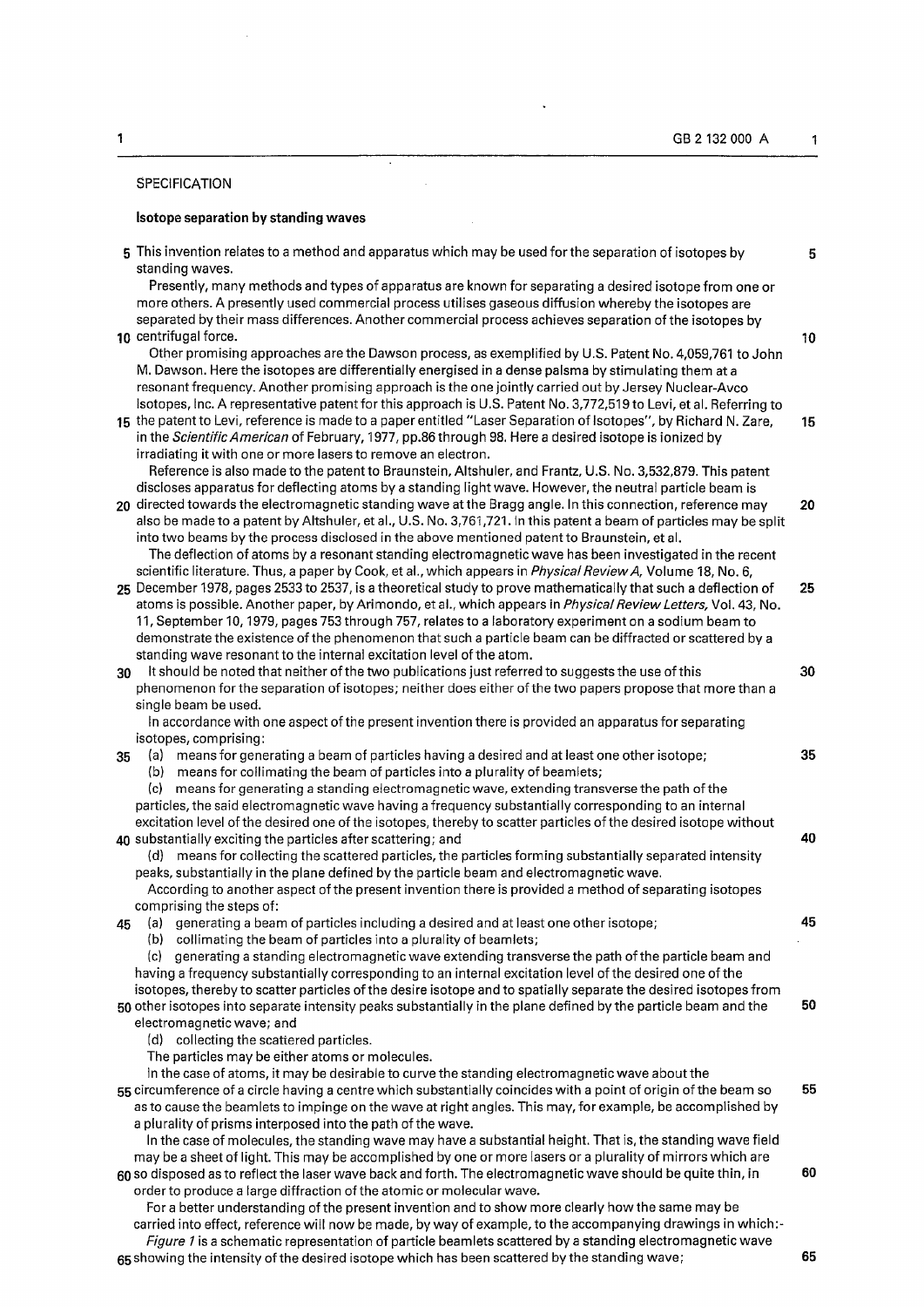SPECIFICATION

## Isotope separation by standing waves

This invention relates to a method and apparatus which may be used for the separation of isotopes by standing waves.

Presently, many methods and types of apparatus are known for separating a desired isotope from one or more others. A presently used commercial process utilises gaseous diffusion whereby the isotopes are separated by their mass differences. Another commercial process achieves separation of the isotopes by centrifugal force.

Other promising approaches are the Dawson process, as exemplified by U.S. Patent No. 4,059,761 to John M. Dawson. Here the isotopes are differentially energised in a dense palsma by stimulating them at a resonant frequency. Another promising approach is the one jointly carried out by Jersey Nuclear-Avco Isotopes, Inc. A representative patent for this approach is U.S. Patent No. 3,772,519 to Levi, et al. Referring to the patent to Levi, reference is made to a paper entitled "Laser Separation of Isotopes", by Richard N. Zare, in the *Scientific American* of February, 1977, pp.86 through 98. Here a desired isotope is ionized by irradiating it with one or more lasers to remove an electron.

Reference is also made to the patent to Braunstein, Altshuler, and Frantz, U.S. No. 3,532,879. This patent discloses apparatus for deflecting atoms by a standing light wave. However, the neutral particle beam is directed towards the electromagnetic standing wave at the Bragg angle. In this connection, reference may also be made to a patent by Altshuler, et al., U.S. No. 3,761,721. In this patent a beam of particles may be split into two beams by the process disclosed in the above mentioned patent to Braunstein, et al.

The deflection of atoms by a resonant standing electromagnetic wave has been investigated in the recent scientific literature. Thus, a paper by Cook, et al., which appears in *Physical Review A*, Volume 18, No. 6, December 1978, pages 2533 to 2537, is a theoretical study to prove mathematically that such a deflection of atoms is possible. Another paper, by Arimondo, et al., which appears in *Physical Review Letters*, Vol. 43, No. 11, September 10, 1979, pages 753 through 757, relates to a laboratory experiment on a sodium beam to demonstrate the existence of the phenomenon that such a particle beam can be diffracted or scattered by a standing wave resonant to the internal excitation level of the atom.

It should be noted that neither of the two publications just referred to suggests the use of this phenomenon for the separation of isotopes; neither does either of the two papers propose that more than a single beam be used.

In accordance with one aspect of the present invention there is provided an apparatus for separating isotopes, comprising:

(a) means for generating a beam of particles having a desired and at least one other isotope;

(b) means for collimating the beam of particles into a plurality of beamlets;

(c) means for generating a standing electromagnetic wave, extending transverse the path of the particles, the said electromagnetic wave having a frequency substantially corresponding to an internal excitation level of the desired one of the isotopes, thereby to scatter particles of the desired isotope without substantially exciting the particles after scattering; and

(d) means for collecting the scattered particles, the particles forming substantially separated intensity peaks, substantially in the plane defined by the particle beam and electromagnetic wave.

According to another aspect of the present invention there is provided a method of separating isotopes comprising the steps of:

(a) generating a beam of particles including a desired and at least one other isotope;

(b) collimating the beam of particles into a plurality of beamlets;

(c) generating a standing electromagnetic wave extending transverse the path of the particle beam and having a frequency substantially corresponding to an internal excitation level of the desired one of the isotopes, thereby to scatter particles of the desire isotope and to spatially separate the desired isotopes from other isotopes into separate intensity peaks substantially in the plane defined by the particle beam and the electromagnetic wave; and

(d) collecting the scattered particles.

The particles may be either atoms or molecules.

In the case of atoms, it may be desirable to curve the standing electromagnetic wave about the circumference of a circle having a centre which substantially coincides with a point of origin of the beam so as to cause the beamlets to impinge on the wave at right angles. This may, for example, be accomplished by a plurality of prisms interposed into the path of the wave.

In the case of molecules, the standing wave may have a substantial height. That is, the standing wave field may be a sheet of light. This may be accomplished by one or more lasers or a plurality of mirrors which are so disposed as to reflect the laser wave back and forth. The electromagnetic wave should be quite thin, in order to produce a large diffraction of the atomic or molecular wave.

For a better understanding of the present invention and to show more clearly how the same may be carried into effect, reference will now be made, by way of example, to the accompanying drawings in which:-

*Figure 1* is a schematic representation of particle beamlets scattered by a standing electromagnetic wave showing the intensity of the desired isotope which has been scattered by the standing wave;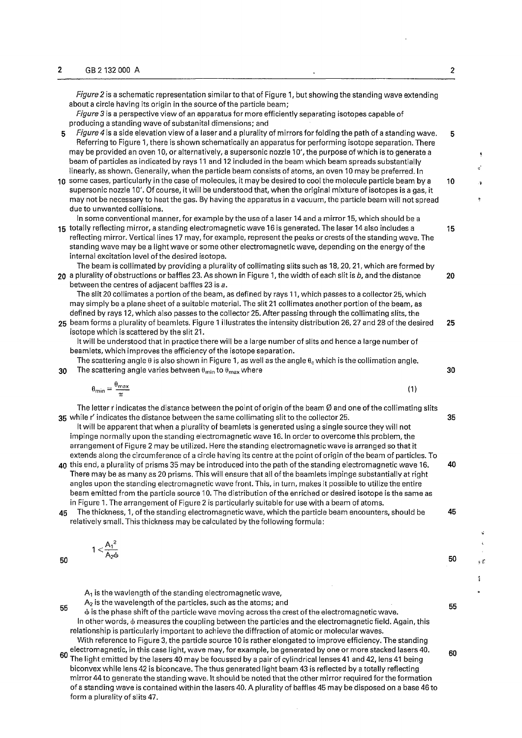*Figure 2* is a schematic representation similar to that of Figure 1, but showing the standing wave extending about a circle having its origin in the source of the particle beam;

*Figure 3* is a perspective view of an apparatus for more efficiently separating isotopes capable of producing a standing wave of substanital dimensions; and

*Figure 4* is a side elevation view of a laser and a plurality of mirrors for folding the path of a standing wave.

Referring to Figure 1, there is shown schematically an apparatus for performing isotope separation. There may be provided an oven 10, or alternatively, a supersonic nozzle 10′, the purpose of which is to generate a beam of particles as indicated by rays 11 and 12 included in the beam which beam spreads substantially linearly, as shown. Generally, when the particle beam consists of atoms, an oven 10 may be preferred. In some cases, particularly in the case of molecules, it may be desired to cool the molecule particle beam by a supersonic nozzle 10′. Of course, it will be understood that, when the original mixture of isotopes is a gas, it may not be necessary to heat the gas. By having the apparatus in a vacuum, the particle beam will not spread due to unwanted collisions.

In some conventional manner, for example by the use of a laser 14 and a mirror 15, which should be a totally reflecting mirror, a standing electromagnetic wave 16 is generated. The laser 14 also includes a reflecting mirror. Vertical lines 17 may, for example, represent the peaks or crests of the standing wave. The standing wave may be a light wave or some other electromagnetic wave, depending on the energy of the internal excitation level of the desired isotope.

The beam is collimated by providing a plurality of collimating slits such as 18, 20, 21, which are formed by a plurality of obstructions or baffles 23. As shown in Figure 1, the width of each slit is *b*, and the distance between the centres of adjacent baffles 23 is *a*.

The slit 20 collimates a portion of the beam, as defined by rays 11, which passes to a collector 25, which may simply be a plane sheet of a suitable material. The slit 21 collimates another portion of the beam, as defined by rays 12, which also passes to the collector 25. After passing through the collimating slits, the beam forms a plurality of beamlets. Figure 1 illustrates the intensity distribution 26, 27 and 28 of the desired isotope which is scattered by the slit 21.

It will be understood that in practice there will be a large number of slits and hence a large number of beamlets, which improves the efficiency of the isotope separation.

The scattering angle $\theta$ is also shown in Figure 1, as well as the angle $\theta_c$ which is the collimation angle. The scattering angle varies between $\theta_{min}$ to $\theta_{max}$ where

$$\theta_{min} = \frac{\theta_{max}}{\pi} \qquad (1)$$

The letter r indicates the distance between the point of origin of the beam Ø and one of the collimating slits while r′ indicates the distance between the same collimating slit to the collector 25.

It will be apparent that when a plurality of beamlets is generated using a single source they will not impinge normally upon the standing electromagnetic wave 16. In order to overcome this problem, the arrangement of Figure 2 may be utilized. Here the standing electromagnetic wave is arranged so that it extends along the circumference of a circle having its centre at the point of origin of the beam of particles. To this end, a plurality of prisms 35 may be introduced into the path of the standing electromagnetic wave 16. There may be as many as 20 prisms. This will ensure that all of the beamlets impinge substantially at right angles upon the standing electromagnetic wave front. This, in turn, makes it possible to utilize the entire beam emitted from the particle source 10. The distribution of the enriched or desired isotope is the same as in Figure 1. The arrangement of Figure 2 is particularly suitable for use with a beam of atoms.

The thickness, 1, of the standing electromagnetic wave, which the particle beam encounters, should be relatively small. This thickness may be calculated by the following formula:

$$1 < \frac{A_1^2}{A_2\phi}$$

$A_1$ is the wavlength of the standing electromagnetic wave,

$A_2$ is the wavelength of the particles, such as the atoms; and

$\phi$ is the phase shift of the particle wave moving across the crest of the electromagnetic wave.

In other words, $\phi$ measures the coupling between the particles and the electromagnetic field. Again, this relationship is particularly important to achieve the diffraction of atomic or molecular waves.

With reference to Figure 3, the particle source 10 is rather elongated to improve efficiency. The standing electromagnetic, in this case light, wave may, for example, be generated by one or more stacked lasers 40. The light emitted by the lasers 40 may be focussed by a pair of cylindrical lenses 41 and 42, lens 41 being biconvex while lens 42 is biconcave. The thus generated light beam 43 is reflected by a totally reflecting mirror 44 to generate the standing wave. It should be noted that the other mirror required for the formation of a standing wave is contained within the lasers 40. A plurality of baffles 45 may be disposed on a base 46 to form a plurality of slits 47.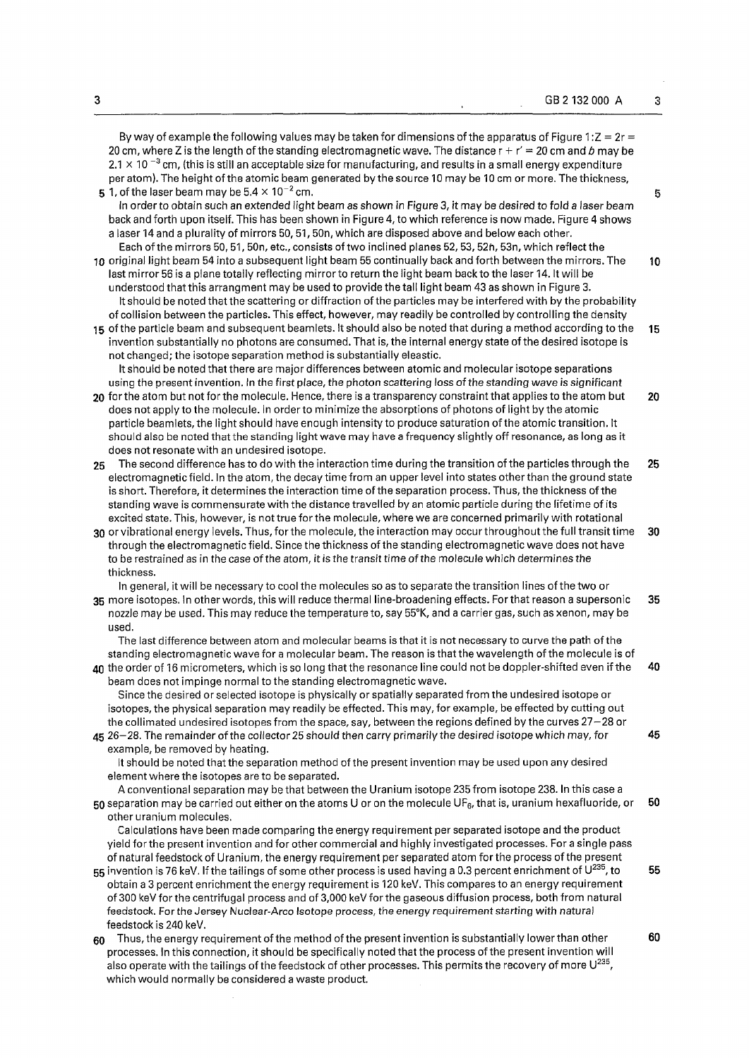By way of example the following values may be taken for dimensions of the apparatus of Figure 1: $Z = 2r = 20$ cm, where Z is the length of the standing electromagnetic wave. The distance $r + r' = 20$ cm and *b* may be $2.1 \times 10^{-3}$ cm, (this is still an acceptable size for manufacturing, and results in a small energy expenditure per atom). The height of the atomic beam generated by the source 10 may be 10 cm or more. The thickness, 1, of the laser beam may be $5.4 \times 10^{-2}$ cm.

In order to obtain such an extended light beam as shown in Figure 3, it may be desired to fold a laser beam back and forth upon itself. This has been shown in Figure 4, to which reference is now made. Figure 4 shows a laser 14 and a plurality of mirrors 50, 51, 50n, which are disposed above and below each other.

Each of the mirrors 50, 51, 50n, etc., consists of two inclined planes 52, 53, 52n, 53n, which reflect the original light beam 54 into a subsequent light beam 55 continually back and forth between the mirrors. The last mirror 56 is a plane totally reflecting mirror to return the light beam back to the laser 14. It will be understood that this arrangment may be used to provide the tall light beam 43 as shown in Figure 3.

It should be noted that the scattering or diffraction of the particles may be interfered with by the probability of collision between the particles. This effect, however, may readily be controlled by controlling the density of the particle beam and subsequent beamlets. It should also be noted that during a method according to the invention substantially no photons are consumed. That is, the internal energy state of the desired isotope is not changed; the isotope separation method is substantially eleastic.

It should be noted that there are major differences between atomic and molecular isotope separations using the present invention. In the first place, the photon scattering loss of the standing wave is significant for the atom but not for the molecule. Hence, there is a transparency constraint that applies to the atom but does not apply to the molecule. In order to minimize the absorptions of photons of light by the atomic particle beamlets, the light should have enough intensity to produce saturation of the atomic transition. It should also be noted that the standing light wave may have a frequency slightly off resonance, as long as it does not resonate with an undesired isotope.

The second difference has to do with the interaction time during the transition of the particles through the electromagnetic field. In the atom, the decay time from an upper level into states other than the ground state is short. Therefore, it determines the interaction time of the separation process. Thus, the thickness of the standing wave is commensurate with the distance travelled by an atomic particle during the lifetime of its excited state. This, however, is not true for the molecule, where we are concerned primarily with rotational or vibrational energy levels. Thus, for the molecule, the interaction may occur throughout the full transit time through the electromagnetic field. Since the thickness of the standing electromagnetic wave does not have to be restrained as in the case of the atom, it is the transit time of the molecule which determines the thickness.

In general, it will be necessary to cool the molecules so as to separate the transition lines of the two or more isotopes. In other words, this will reduce thermal line-broadening effects. For that reason a supersonic nozzle may be used. This may reduce the temperature to, say 55°K, and a carrier gas, such as xenon, may be used.

The last difference between atom and molecular beams is that it is not necessary to curve the path of the standing electromagnetic wave for a molecular beam. The reason is that the wavelength of the molecule is of the order of 16 micrometers, which is so long that the resonance line could not be doppler-shifted even if the beam does not impinge normal to the standing electromagnetic wave.

Since the desired or selected isotope is physically or spatially separated from the undesired isotope or isotopes, the physical separation may readily be effected. This may, for example, be effected by cutting out the collimated undesired isotopes from the space, say, between the regions defined by the curves 27—28 or 26—28. The remainder of the collector 25 should then carry primarily the desired isotope which may, for example, be removed by heating.

It should be noted that the separation method of the present invention may be used upon any desired element where the isotopes are to be separated.

A conventional separation may be that between the Uranium isotope 235 from isotope 238. In this case a separation may be carried out either on the atoms U or on the molecule $UF_6$, that is, uranium hexafluoride, or other uranium molecules.

Calculations have been made comparing the energy requirement per separated isotope and the product yield for the present invention and for other commercial and highly investigated processes. For a single pass of natural feedstock of Uranium, the energy requirement per separated atom for the process of the present invention is 76 keV. If the tailings of some other process is used having a 0.3 percent enrichment of $U^{235}$, to obtain a 3 percent enrichment the energy requirement is 120 keV. This compares to an energy requirement of 300 keV for the centrifugal process and of 3,000 keV for the gaseous diffusion process, both from natural feedstock. For the Jersey Nuclear-Arco Isotope process, the energy requirement starting with natural feedstock is 240 keV.

Thus, the energy requirement of the method of the present invention is substantially lower than other processes. In this connection, it should be specifically noted that the process of the present invention will also operate with the tailings of the feedstock of other processes. This permits the recovery of more $U^{235}$, which would normally be considered a waste product.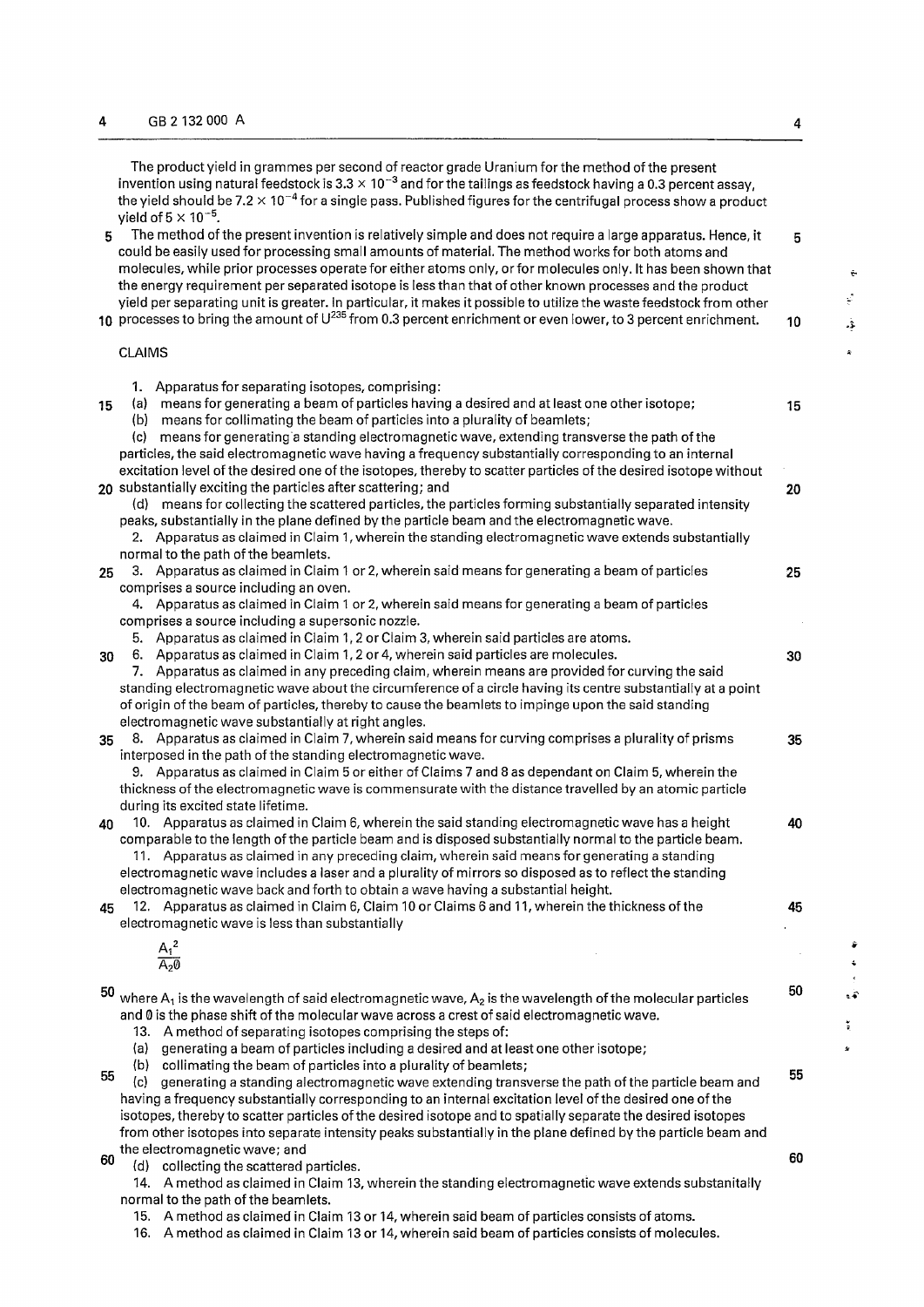The product yield in grammes per second of reactor grade Uranium for the method of the present invention using natural feedstock is $3.3 \times 10^{-3}$ and for the tailings as feedstock having a 0.3 percent assay, the yield should be $7.2 \times 10^{-4}$ for a single pass. Published figures for the centrifugal process show a product yield of $5 \times 10^{-5}$.

The method of the present invention is relatively simple and does not require a large apparatus. Hence, it could be easily used for processing small amounts of material. The method works for both atoms and molecules, while prior processes operate for either atoms only, or for molecules only. It has been shown that the energy requirement per separated isotope is less than that of other known processes and the product yield per separating unit is greater. In particular, it makes it possible to utilize the waste feedstock from other processes to bring the amount of $U^{235}$ from 0.3 percent enrichment or even lower, to 3 percent enrichment.

## CLAIMS

1. Apparatus for separating isotopes, comprising:
   (a) means for generating a beam of particles having a desired and at least one other isotope;
   (b) means for collimating the beam of particles into a plurality of beamlets;
   (c) means for generating a standing electromagnetic wave, extending transverse the path of the particles, the said electromagnetic wave having a frequency substantially corresponding to an internal excitation level of the desired one of the isotopes, thereby to scatter particles of the desired isotope without substantially exciting the particles after scattering; and
   (d) means for collecting the scattered particles, the particles forming substantially separated intensity peaks, substantially in the plane defined by the particle beam and the electromagnetic wave.
2. Apparatus as claimed in Claim 1, wherein the standing electromagnetic wave extends substantially normal to the path of the beamlets.
3. Apparatus as claimed in Claim 1 or 2, wherein said means for generating a beam of particles comprises a source including an oven.
4. Apparatus as claimed in Claim 1 or 2, wherein said means for generating a beam of particles comprises a source including a supersonic nozzle.
5. Apparatus as claimed in Claim 1, 2 or Claim 3, wherein said particles are atoms.
6. Apparatus as claimed in Claim 1, 2 or 4, wherein said particles are molecules.
7. Apparatus as claimed in any preceding claim, wherein means are provided for curving the said standing electromagnetic wave about the circumference of a circle having its centre substantially at a point of origin of the beam of particles, thereby to cause the beamlets to impinge upon the said standing electromagnetic wave substantially at right angles.
8. Apparatus as claimed in Claim 7, wherein said means for curving comprises a plurality of prisms interposed in the path of the standing electromagnetic wave.
9. Apparatus as claimed in Claim 5 or either of Claims 7 and 8 as dependant on Claim 5, wherein the thickness of the electromagnetic wave is commensurate with the distance travelled by an atomic particle during its excited state lifetime.
10. Apparatus as claimed in Claim 6, wherein the said standing electromagnetic wave has a height comparable to the length of the particle beam and is disposed substantially normal to the particle beam.
11. Apparatus as claimed in any preceding claim, wherein said means for generating a standing electromagnetic wave includes a laser and a plurality of mirrors so disposed as to reflect the standing electromagnetic wave back and forth to obtain a wave having a substantial height.
12. Apparatus as claimed in Claim 6, Claim 10 or Claims 6 and 11, wherein the thickness of the electromagnetic wave is less than substantially

$$\frac{A_1^2}{A_2 \theta}$$

where $A_1$ is the wavelength of said electromagnetic wave, $A_2$ is the wavelength of the molecular particles and $\theta$ is the phase shift of the molecular wave across a crest of said electromagnetic wave.

13. A method of separating isotopes comprising the steps of:
    (a) generating a beam of particles including a desired and at least one other isotope;
    (b) collimating the beam of particles into a plurality of beamlets;
    (c) generating a standing electromagnetic wave extending transverse the path of the particle beam and having a frequency substantially corresponding to an internal excitation level of the desired one of the isotopes, thereby to scatter particles of the desired isotope and to spatially separate the desired isotopes from other isotopes into separate intensity peaks substantially in the plane defined by the particle beam and the electromagnetic wave; and
    (d) collecting the scattered particles.
14. A method as claimed in Claim 13, wherein the standing electromagnetic wave extends substanitally normal to the path of the beamlets.
15. A method as claimed in Claim 13 or 14, wherein said beam of particles consists of atoms.
16. A method as claimed in Claim 13 or 14, wherein said beam of particles consists of molecules.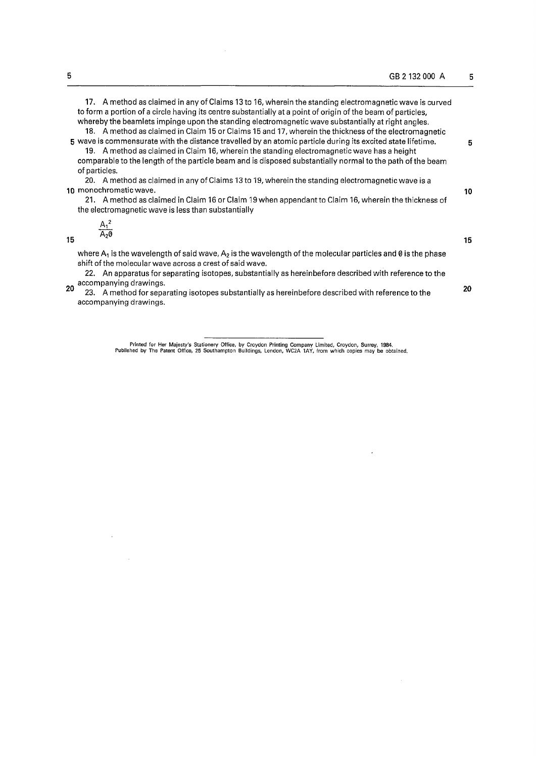17. A method as claimed in any of Claims 13 to 16, wherein the standing electromagnetic wave is curved to form a portion of a circle having its centre substantially at a point of origin of the beam of particles, whereby the beamlets impinge upon the standing electromagnetic wave substantially at right angles.

18. A method as claimed in Claim 15 or Claims 15 and 17, wherein the thickness of the electromagnetic wave is commensurate with the distance travelled by an atomic particle during its excited state lifetime.

19. A method as claimed in Claim 16, wherein the standing electromagnetic wave has a height comparable to the length of the particle beam and is disposed substantially normal to the path of the beam of particles.

20. A method as claimed in any of Claims 13 to 19, wherein the standing electromagnetic wave is a monochromatic wave.

21. A method as claimed in Claim 16 or Claim 19 when appendant to Claim 16, wherein the thickness of the electromagnetic wave is less than substantially

$$\frac{A_1^2}{A_2 \theta}$$

where $A_1$ is the wavelength of said wave, $A_2$ is the wavelength of the molecular particles and $\theta$ is the phase shift of the molecular wave across a crest of said wave.

22. An apparatus for separating isotopes, substantially as hereinbefore described with reference to the accompanying drawings.

23. A method for separating isotopes substantially as hereinbefore described with reference to the accompanying drawings.

Printed for Her Majesty's Stationery Office, by Croydon Printing Company Limited, Croydon, Surrey, 1984.
Published by The Patent Office, 25 Southampton Buildings, London, WC2A 1AY, from which copies may be obtained.